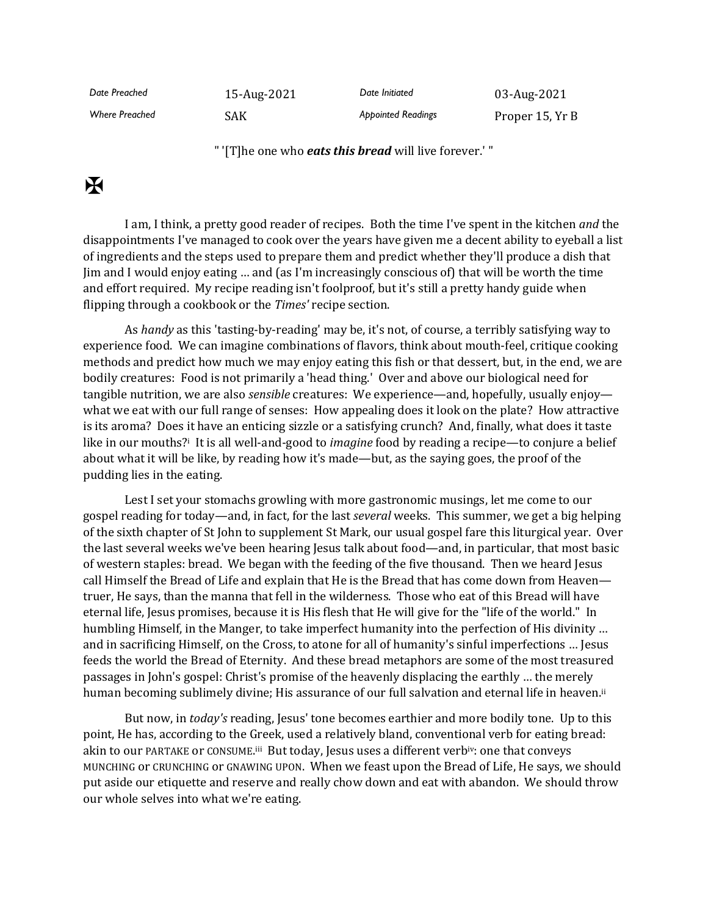| Date Preached | 15-Aug-2021 | Date Initiated | 03-Aug-2021 |
| --- | --- | --- | --- |
| Where Preached | SAK | Appointed Readings | Proper 15, Yr B |

" '[T]he one who ***eats this bread*** will live forever.' "

✠

I am, I think, a pretty good reader of recipes. Both the time I've spent in the kitchen *and* the disappointments I've managed to cook over the years have given me a decent ability to eyeball a list of ingredients and the steps used to prepare them and predict whether they'll produce a dish that Jim and I would enjoy eating … and (as I'm increasingly conscious of) that will be worth the time and effort required. My recipe reading isn't foolproof, but it's still a pretty handy guide when flipping through a cookbook or the *Times'* recipe section.

As *handy* as this 'tasting-by-reading' may be, it's not, of course, a terribly satisfying way to experience food. We can imagine combinations of flavors, think about mouth-feel, critique cooking methods and predict how much we may enjoy eating this fish or that dessert, but, in the end, we are bodily creatures: Food is not primarily a 'head thing.' Over and above our biological need for tangible nutrition, we are also *sensible* creatures: We experience—and, hopefully, usually enjoy—what we eat with our full range of senses: How appealing does it look on the plate? How attractive is its aroma? Does it have an enticing sizzle or a satisfying crunch? And, finally, what does it taste like in our mouths?[i] It is all well-and-good to *imagine* food by reading a recipe—to conjure a belief about what it will be like, by reading how it's made—but, as the saying goes, the proof of the pudding lies in the eating.

Lest I set your stomachs growling with more gastronomic musings, let me come to our gospel reading for today—and, in fact, for the last *several* weeks. This summer, we get a big helping of the sixth chapter of St John to supplement St Mark, our usual gospel fare this liturgical year. Over the last several weeks we've been hearing Jesus talk about food—and, in particular, that most basic of western staples: bread. We began with the feeding of the five thousand. Then we heard Jesus call Himself the Bread of Life and explain that He is the Bread that has come down from Heaven—truer, He says, than the manna that fell in the wilderness. Those who eat of this Bread will have eternal life, Jesus promises, because it is His flesh that He will give for the "life of the world." In humbling Himself, in the Manger, to take imperfect humanity into the perfection of His divinity … and in sacrificing Himself, on the Cross, to atone for all of humanity's sinful imperfections … Jesus feeds the world the Bread of Eternity. And these bread metaphors are some of the most treasured passages in John's gospel: Christ's promise of the heavenly displacing the earthly … the merely human becoming sublimely divine; His assurance of our full salvation and eternal life in heaven.[ii]

But now, in *today's* reading, Jesus' tone becomes earthier and more bodily tone. Up to this point, He has, according to the Greek, used a relatively bland, conventional verb for eating bread: akin to our PARTAKE or CONSUME.[iii] But today, Jesus uses a different verb[iv]: one that conveys MUNCHING or CRUNCHING or GNAWING UPON. When we feast upon the Bread of Life, He says, we should put aside our etiquette and reserve and really chow down and eat with abandon. We should throw our whole selves into what we're eating.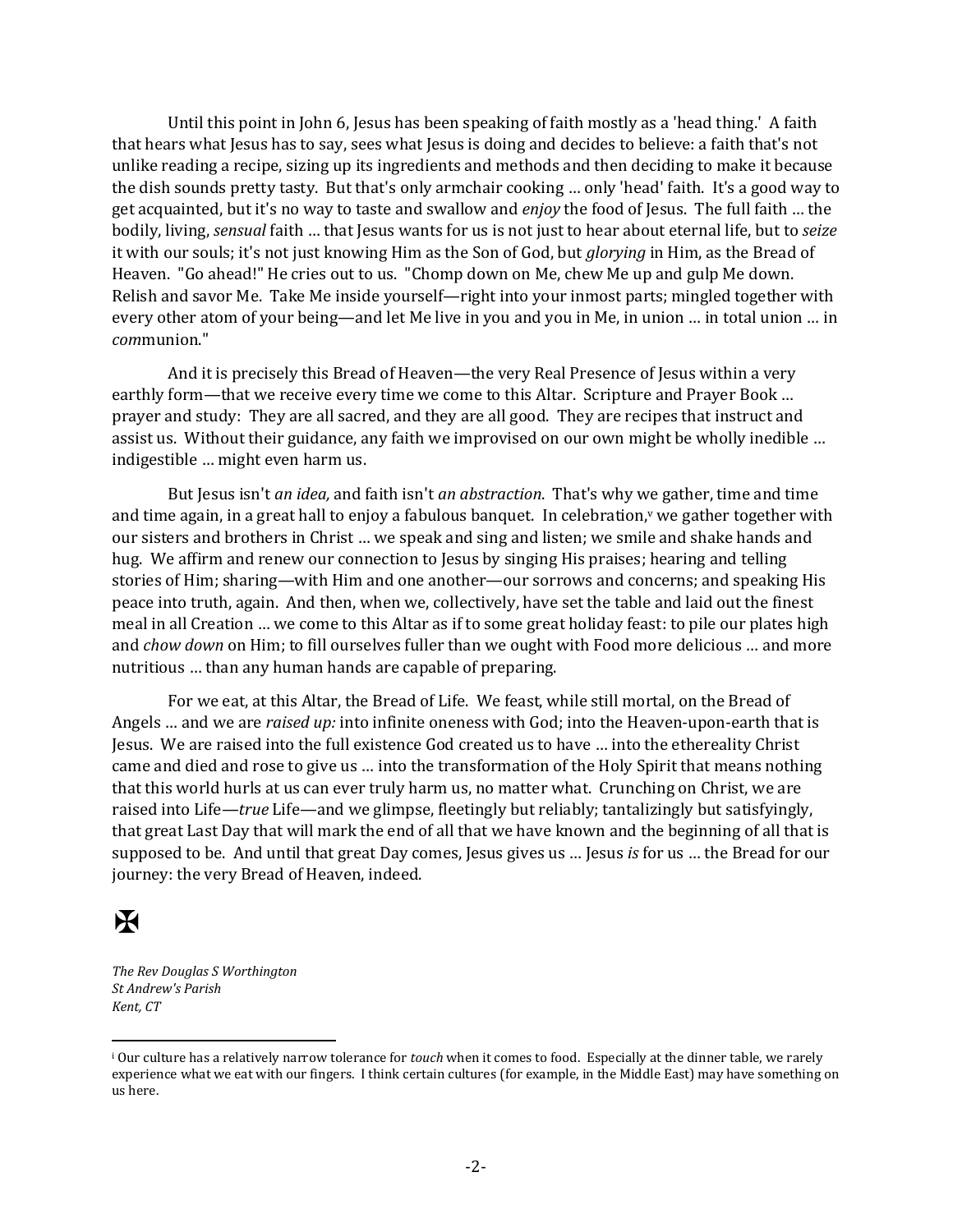Until this point in John 6, Jesus has been speaking of faith mostly as a 'head thing.' A faith that hears what Jesus has to say, sees what Jesus is doing and decides to believe: a faith that's not unlike reading a recipe, sizing up its ingredients and methods and then deciding to make it because the dish sounds pretty tasty. But that's only armchair cooking … only 'head' faith. It's a good way to get acquainted, but it's no way to taste and swallow and *enjoy* the food of Jesus. The full faith … the bodily, living, *sensual* faith … that Jesus wants for us is not just to hear about eternal life, but to *seize* it with our souls; it's not just knowing Him as the Son of God, but *glorying* in Him, as the Bread of Heaven. "Go ahead!" He cries out to us. "Chomp down on Me, chew Me up and gulp Me down. Relish and savor Me. Take Me inside yourself—right into your inmost parts; mingled together with every other atom of your being—and let Me live in you and you in Me, in union … in total union … in *com*munion."

And it is precisely this Bread of Heaven—the very Real Presence of Jesus within a very earthly form—that we receive every time we come to this Altar. Scripture and Prayer Book … prayer and study: They are all sacred, and they are all good. They are recipes that instruct and assist us. Without their guidance, any faith we improvised on our own might be wholly inedible … indigestible … might even harm us.

But Jesus isn't *an idea,* and faith isn't *an abstraction*. That's why we gather, time and time and time again, in a great hall to enjoy a fabulous banquet. In celebration,[v] we gather together with our sisters and brothers in Christ … we speak and sing and listen; we smile and shake hands and hug. We affirm and renew our connection to Jesus by singing His praises; hearing and telling stories of Him; sharing—with Him and one another—our sorrows and concerns; and speaking His peace into truth, again. And then, when we, collectively, have set the table and laid out the finest meal in all Creation … we come to this Altar as if to some great holiday feast: to pile our plates high and *chow down* on Him; to fill ourselves fuller than we ought with Food more delicious … and more nutritious … than any human hands are capable of preparing.

For we eat, at this Altar, the Bread of Life. We feast, while still mortal, on the Bread of Angels … and we are *raised up:* into infinite oneness with God; into the Heaven-upon-earth that is Jesus. We are raised into the full existence God created us to have … into the ethereality Christ came and died and rose to give us … into the transformation of the Holy Spirit that means nothing that this world hurls at us can ever truly harm us, no matter what. Crunching on Christ, we are raised into Life—*true* Life—and we glimpse, fleetingly but reliably; tantalizingly but satisfyingly, that great Last Day that will mark the end of all that we have known and the beginning of all that is supposed to be. And until that great Day comes, Jesus gives us … Jesus *is* for us … the Bread for our journey: the very Bread of Heaven, indeed.

✠

*The Rev Douglas S Worthington*
*St Andrew's Parish*
*Kent, CT*

---

[i] Our culture has a relatively narrow tolerance for *touch* when it comes to food. Especially at the dinner table, we rarely experience what we eat with our fingers. I think certain cultures (for example, in the Middle East) may have something on us here.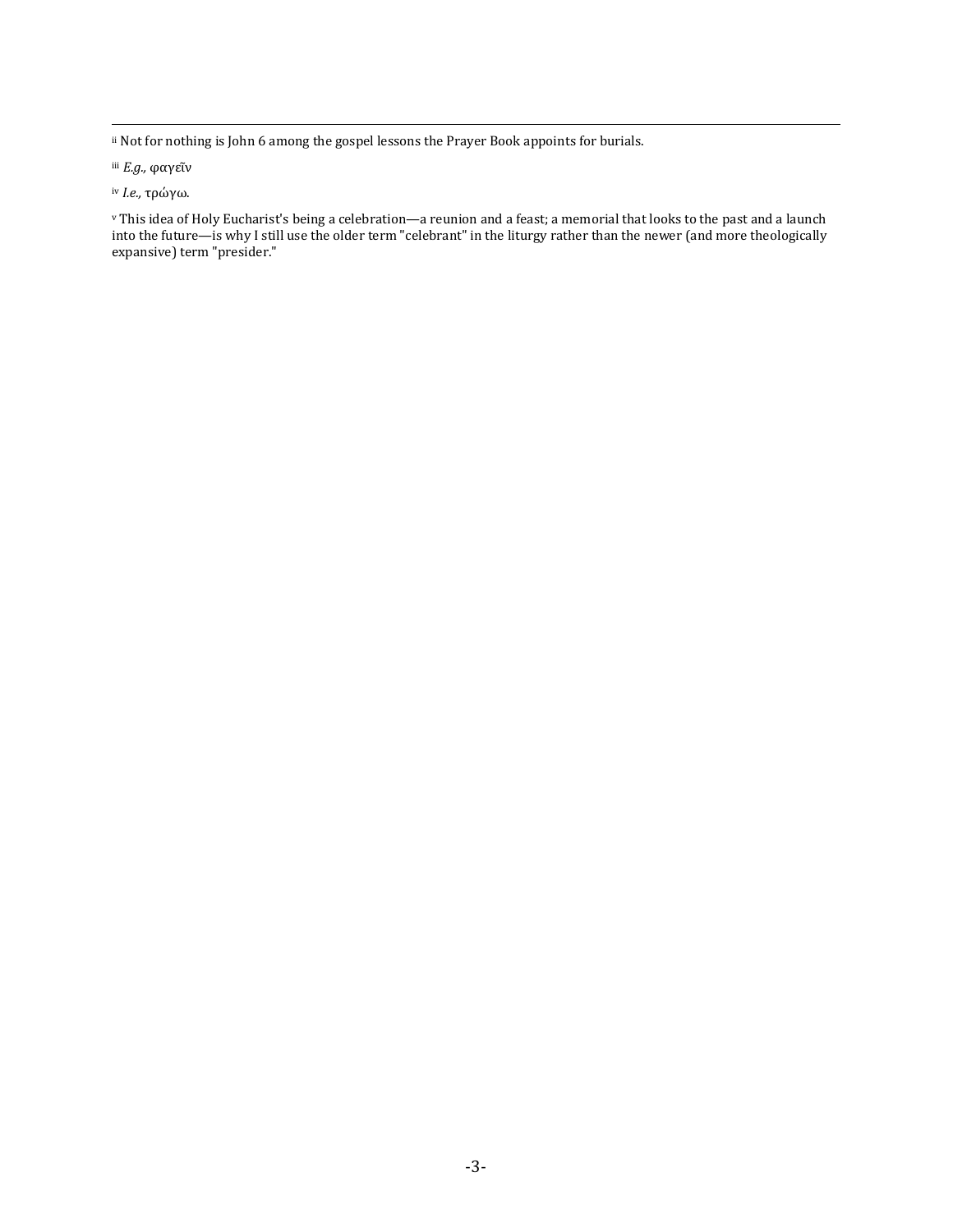---

[ii] Not for nothing is John 6 among the gospel lessons the Prayer Book appoints for burials.

[iii] *E.g.,* φαγεῖν

[iv] *I.e.,* τρώγω.

[v] This idea of Holy Eucharist's being a celebration—a reunion and a feast; a memorial that looks to the past and a launch into the future—is why I still use the older term "celebrant" in the liturgy rather than the newer (and more theologically expansive) term "presider."